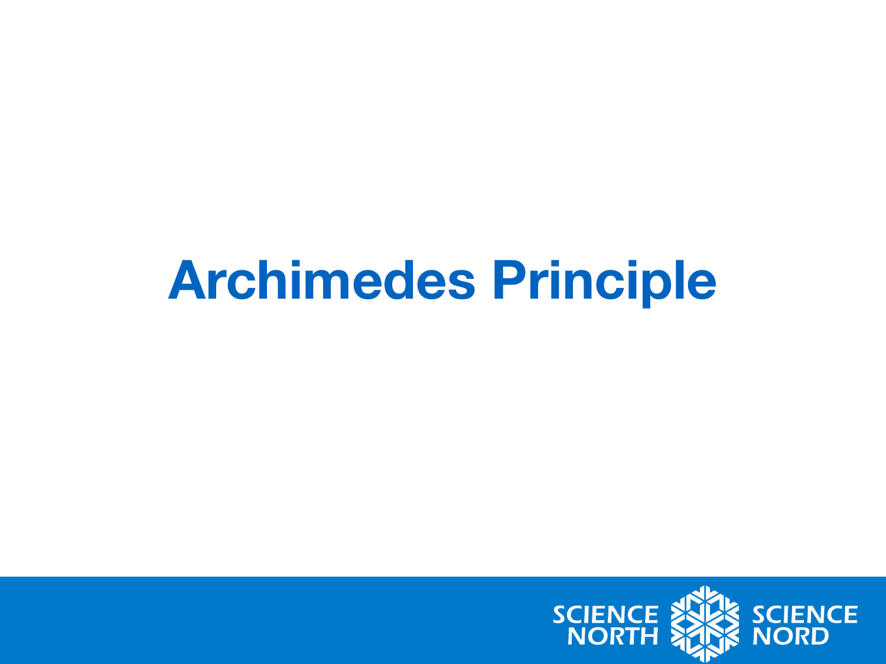# Archimedes Principle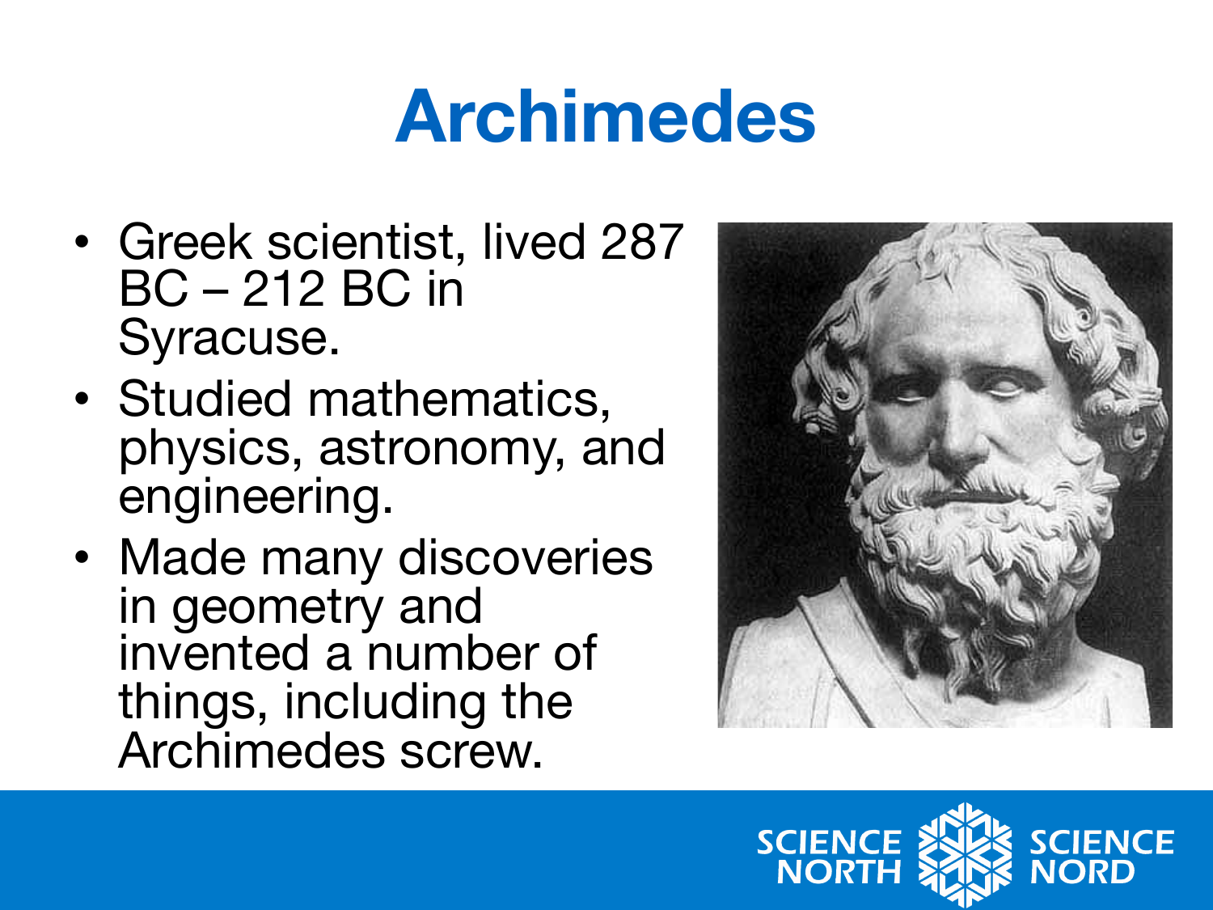# Archimedes

- Greek scientist, lived 287 BC – 212 BC in Syracuse.
- Studied mathematics, physics, astronomy, and engineering.
- Made many discoveries in geometry and invented a number of things, including the Archimedes screw.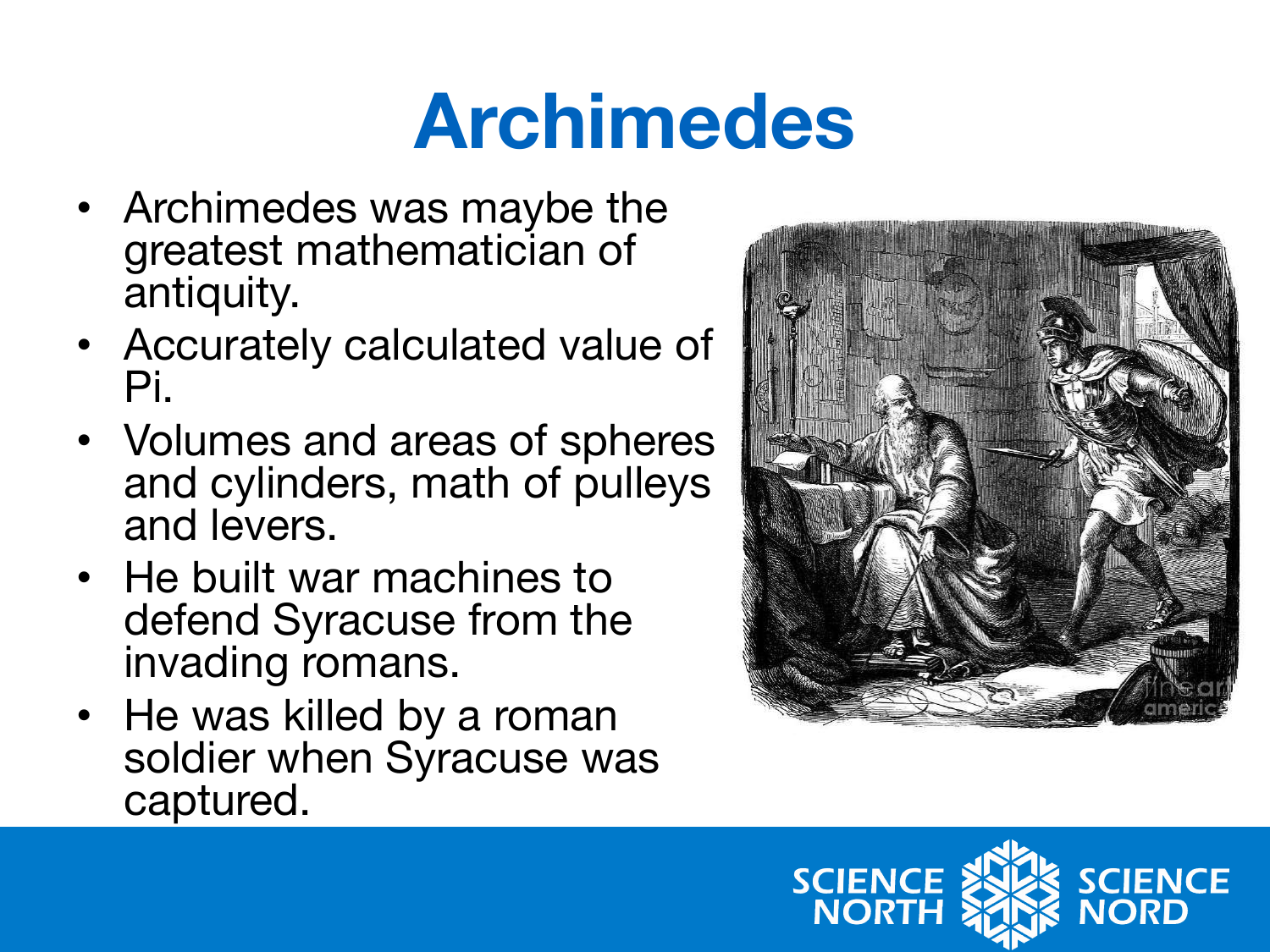# Archimedes

- Archimedes was maybe the greatest mathematician of antiquity.
- Accurately calculated value of Pi.
- Volumes and areas of spheres and cylinders, math of pulleys and levers.
- He built war machines to defend Syracuse from the invading romans.
- He was killed by a roman soldier when Syracuse was captured.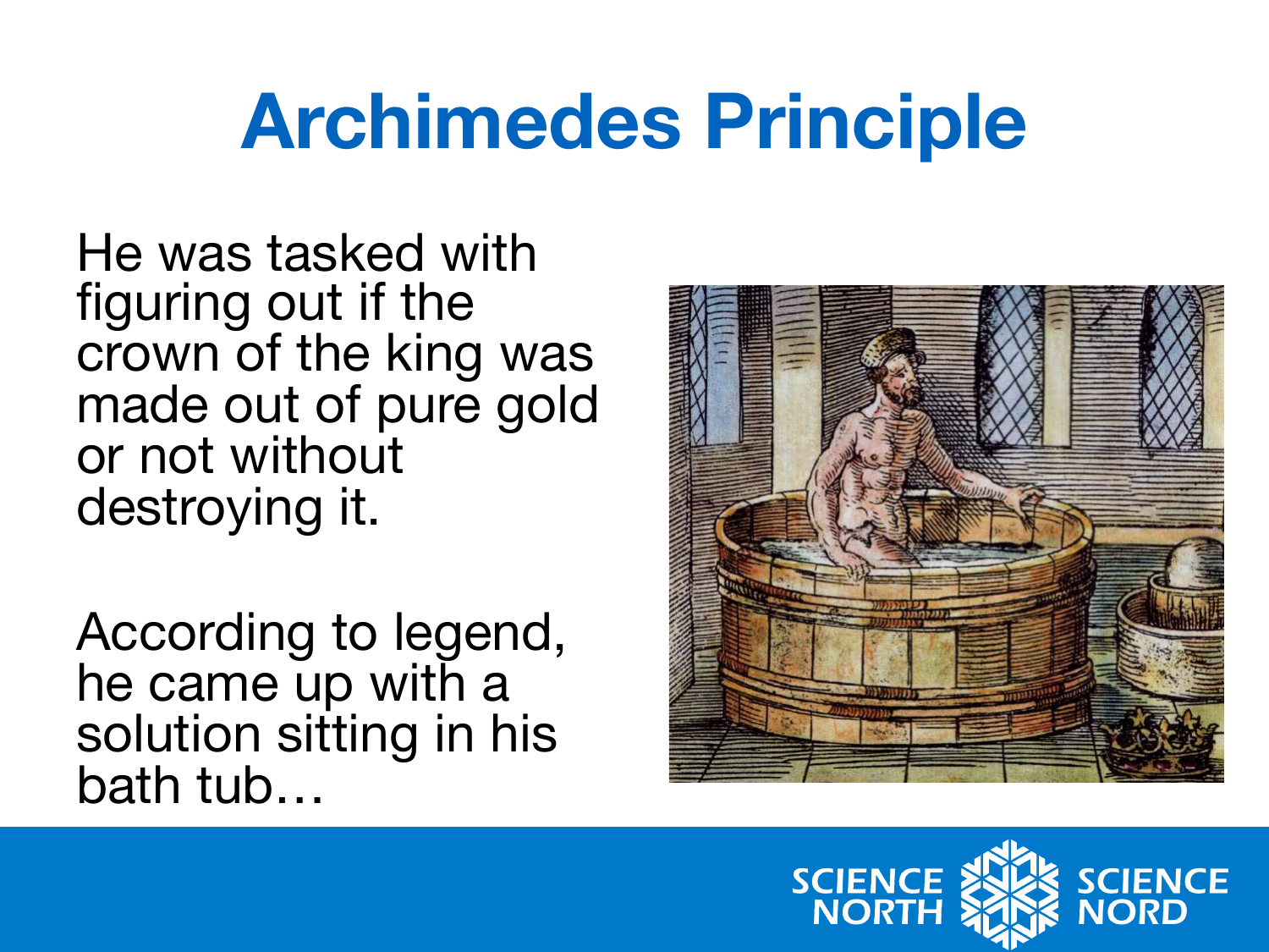# Archimedes Principle

He was tasked with figuring out if the crown of the king was made out of pure gold or not without destroying it.

According to legend, he came up with a solution sitting in his bath tub…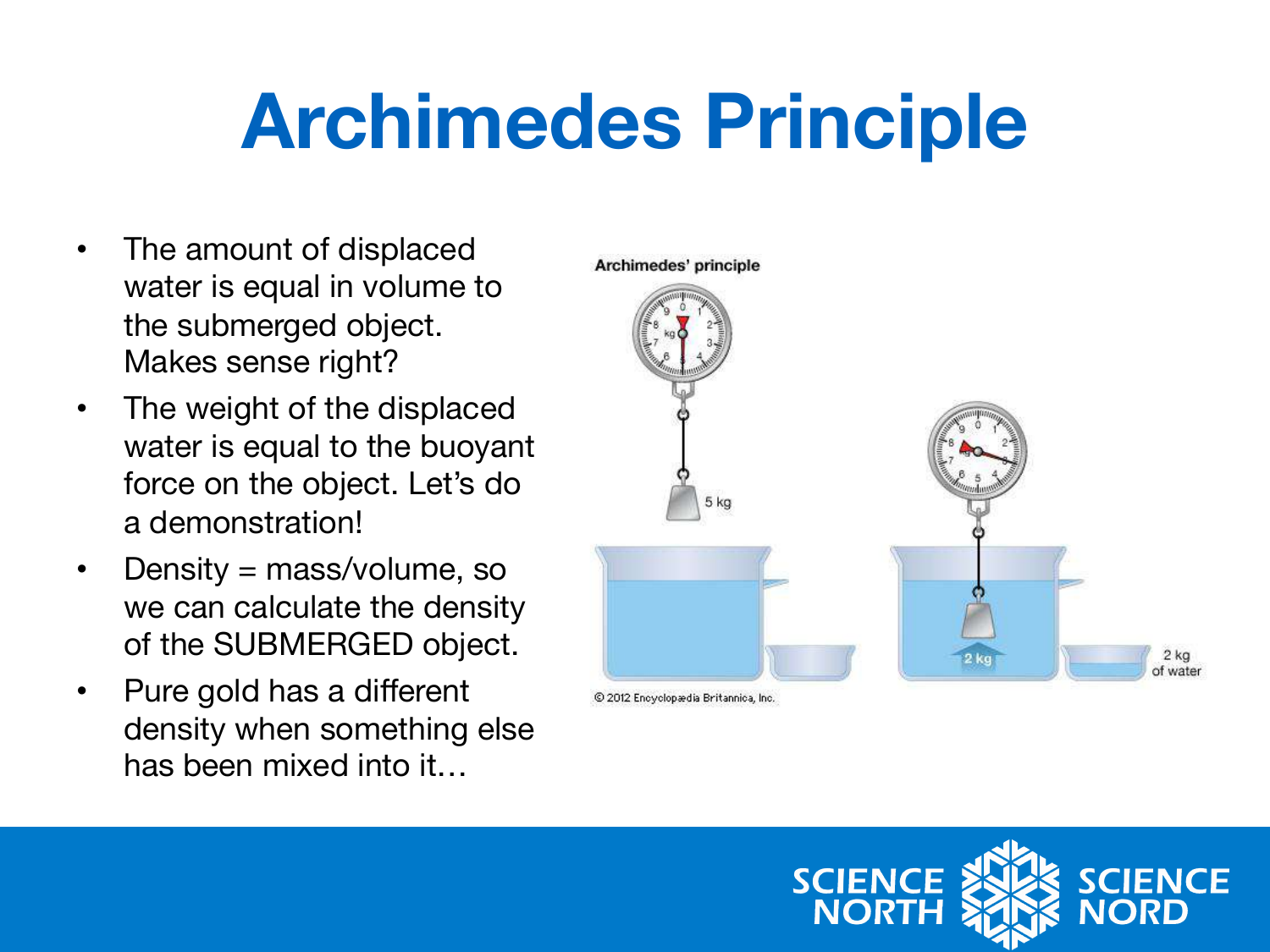# Archimedes Principle

- The amount of displaced water is equal in volume to the submerged object. Makes sense right?
- The weight of the displaced water is equal to the buoyant force on the object. Let's do a demonstration!
- Density = mass/volume, so we can calculate the density of the SUBMERGED object.
- Pure gold has a different density when something else has been mixed into it…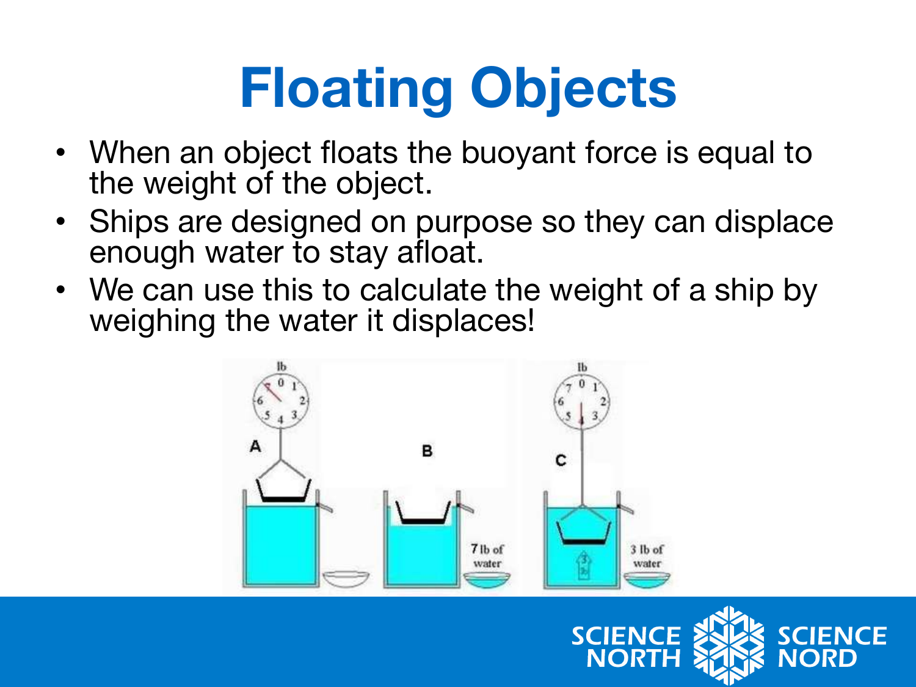# Floating Objects

- When an object floats the buoyant force is equal to the weight of the object.
- Ships are designed on purpose so they can displace enough water to stay afloat.
- We can use this to calculate the weight of a ship by weighing the water it displaces!

A

B

7 lb of water

C

3 lb of water